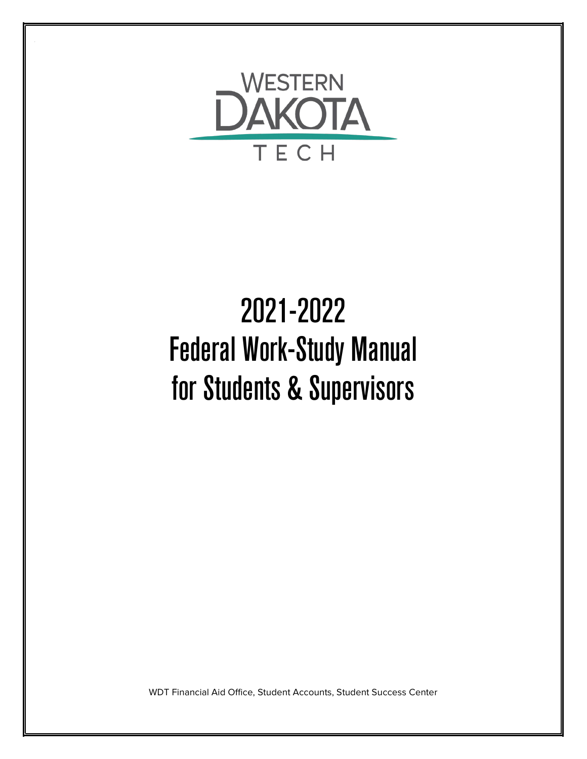WESTERN DAKOTA TECH

# 2021-2022 Federal Work-Study Manual for Students & Supervisors

WDT Financial Aid Office, Student Accounts, Student Success Center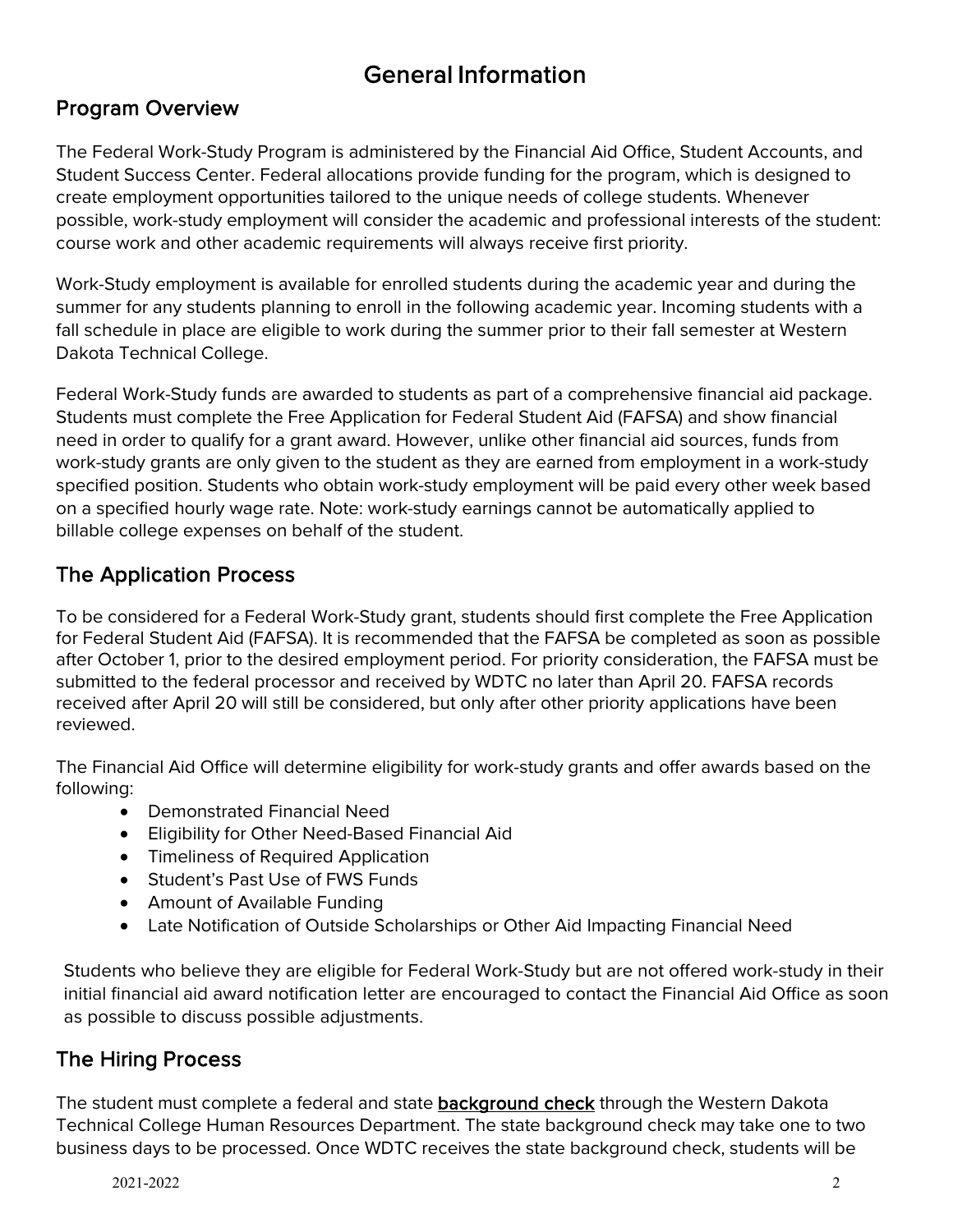# General Information

## Program Overview

The Federal Work-Study Program is administered by the Financial Aid Office, Student Accounts, and Student Success Center. Federal allocations provide funding for the program, which is designed to create employment opportunities tailored to the unique needs of college students. Whenever possible, work-study employment will consider the academic and professional interests of the student: course work and other academic requirements will always receive first priority.

Work-Study employment is available for enrolled students during the academic year and during the summer for any students planning to enroll in the following academic year. Incoming students with a fall schedule in place are eligible to work during the summer prior to their fall semester at Western Dakota Technical College.

Federal Work-Study funds are awarded to students as part of a comprehensive financial aid package. Students must complete the Free Application for Federal Student Aid (FAFSA) and show financial need in order to qualify for a grant award. However, unlike other financial aid sources, funds from work-study grants are only given to the student as they are earned from employment in a work-study specified position. Students who obtain work-study employment will be paid every other week based on a specified hourly wage rate. Note: work-study earnings cannot be automatically applied to billable college expenses on behalf of the student.

## The Application Process

To be considered for a Federal Work-Study grant, students should first complete the Free Application for Federal Student Aid (FAFSA). It is recommended that the FAFSA be completed as soon as possible after October 1, prior to the desired employment period. For priority consideration, the FAFSA must be submitted to the federal processor and received by WDTC no later than April 20. FAFSA records received after April 20 will still be considered, but only after other priority applications have been reviewed.

The Financial Aid Office will determine eligibility for work-study grants and offer awards based on the following:

- Demonstrated Financial Need
- Eligibility for Other Need-Based Financial Aid
- Timeliness of Required Application
- Student's Past Use of FWS Funds
- Amount of Available Funding
- Late Notification of Outside Scholarships or Other Aid Impacting Financial Need

Students who believe they are eligible for Federal Work-Study but are not offered work-study in their initial financial aid award notification letter are encouraged to contact the Financial Aid Office as soon as possible to discuss possible adjustments.

## The Hiring Process

The student must complete a federal and state **background check** through the Western Dakota Technical College Human Resources Department. The state background check may take one to two business days to be processed. Once WDTC receives the state background check, students will be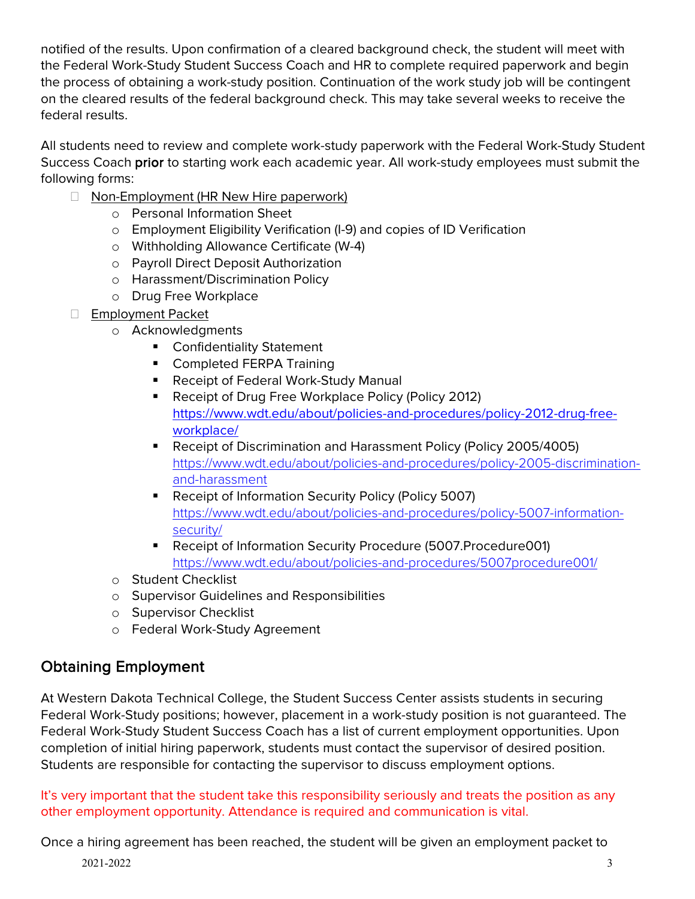notified of the results. Upon confirmation of a cleared background check, the student will meet with the Federal Work-Study Student Success Coach and HR to complete required paperwork and begin the process of obtaining a work-study position. Continuation of the work study job will be contingent on the cleared results of the federal background check. This may take several weeks to receive the federal results.

All students need to review and complete work-study paperwork with the Federal Work-Study Student Success Coach **prior** to starting work each academic year. All work-study employees must submit the following forms:

- Non-Employment (HR New Hire paperwork)
  - Personal Information Sheet
  - Employment Eligibility Verification (I-9) and copies of ID Verification
  - Withholding Allowance Certificate (W-4)
  - Payroll Direct Deposit Authorization
  - Harassment/Discrimination Policy
  - Drug Free Workplace
- Employment Packet
  - Acknowledgments
    - Confidentiality Statement
    - Completed FERPA Training
    - Receipt of Federal Work-Study Manual
    - Receipt of Drug Free Workplace Policy (Policy 2012) https://www.wdt.edu/about/policies-and-procedures/policy-2012-drug-free-workplace/
    - Receipt of Discrimination and Harassment Policy (Policy 2005/4005) https://www.wdt.edu/about/policies-and-procedures/policy-2005-discrimination-and-harassment
    - Receipt of Information Security Policy (Policy 5007) https://www.wdt.edu/about/policies-and-procedures/policy-5007-information-security/
    - Receipt of Information Security Procedure (5007.Procedure001) https://www.wdt.edu/about/policies-and-procedures/5007procedure001/
  - Student Checklist
  - Supervisor Guidelines and Responsibilities
  - Supervisor Checklist
  - Federal Work-Study Agreement

## Obtaining Employment

At Western Dakota Technical College, the Student Success Center assists students in securing Federal Work-Study positions; however, placement in a work-study position is not guaranteed. The Federal Work-Study Student Success Coach has a list of current employment opportunities. Upon completion of initial hiring paperwork, students must contact the supervisor of desired position. Students are responsible for contacting the supervisor to discuss employment options.

It's very important that the student take this responsibility seriously and treats the position as any other employment opportunity. Attendance is required and communication is vital.

Once a hiring agreement has been reached, the student will be given an employment packet to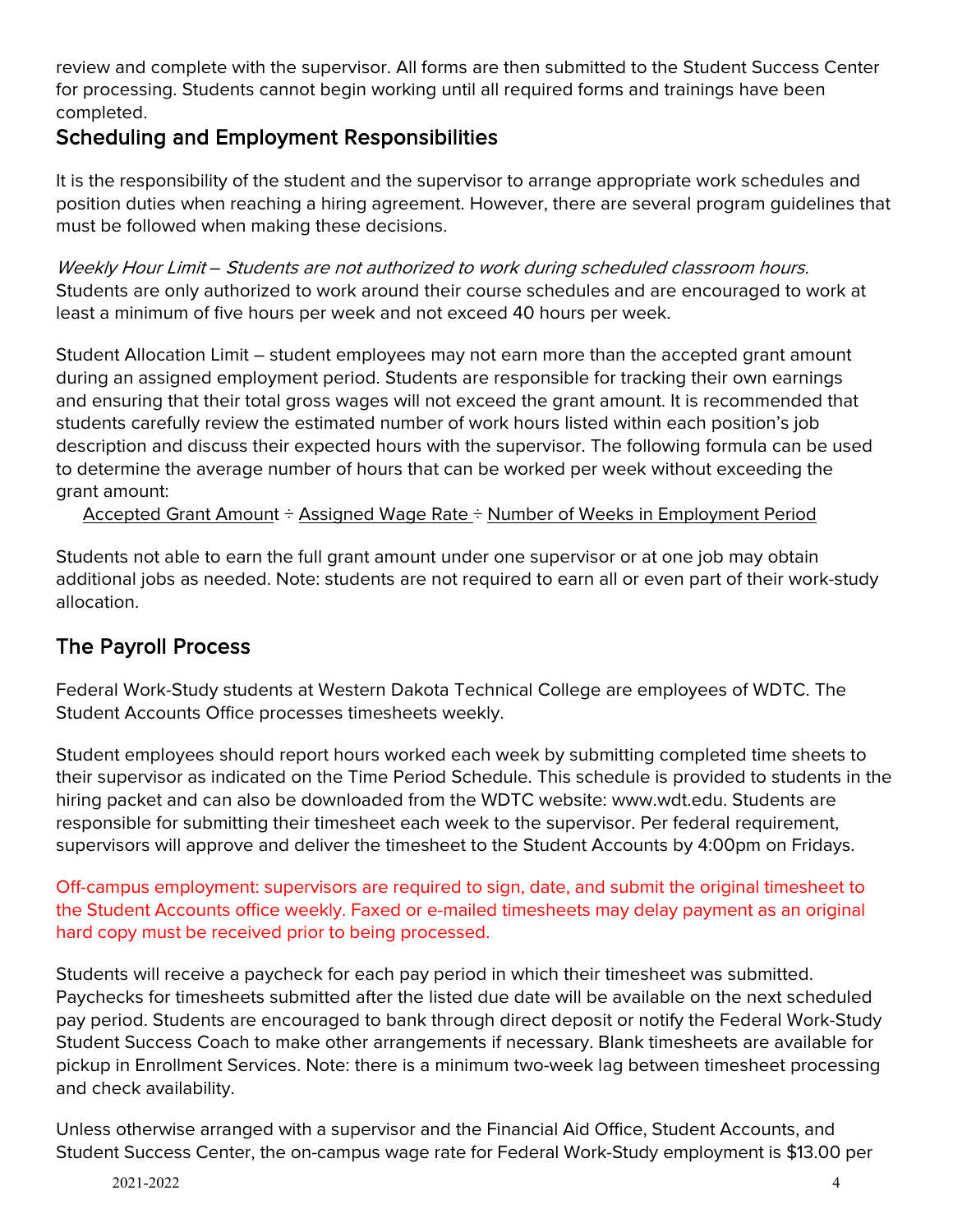review and complete with the supervisor. All forms are then submitted to the Student Success Center for processing. Students cannot begin working until all required forms and trainings have been completed.

## Scheduling and Employment Responsibilities

It is the responsibility of the student and the supervisor to arrange appropriate work schedules and position duties when reaching a hiring agreement. However, there are several program guidelines that must be followed when making these decisions.

*Weekly Hour Limit – Students are not authorized to work during scheduled classroom hours.* Students are only authorized to work around their course schedules and are encouraged to work at least a minimum of five hours per week and not exceed 40 hours per week.

Student Allocation Limit – student employees may not earn more than the accepted grant amount during an assigned employment period. Students are responsible for tracking their own earnings and ensuring that their total gross wages will not exceed the grant amount. It is recommended that students carefully review the estimated number of work hours listed within each position's job description and discuss their expected hours with the supervisor. The following formula can be used to determine the average number of hours that can be worked per week without exceeding the grant amount:

<u>Accepted Grant Amount</u> ÷ <u>Assigned Wage Rate</u> ÷ <u>Number of Weeks in Employment Period</u>

Students not able to earn the full grant amount under one supervisor or at one job may obtain additional jobs as needed. Note: students are not required to earn all or even part of their work-study allocation.

## The Payroll Process

Federal Work-Study students at Western Dakota Technical College are employees of WDTC. The Student Accounts Office processes timesheets weekly.

Student employees should report hours worked each week by submitting completed time sheets to their supervisor as indicated on the Time Period Schedule. This schedule is provided to students in the hiring packet and can also be downloaded from the WDTC website: www.wdt.edu. Students are responsible for submitting their timesheet each week to the supervisor. Per federal requirement, supervisors will approve and deliver the timesheet to the Student Accounts by 4:00pm on Fridays.

Off-campus employment: supervisors are required to sign, date, and submit the original timesheet to the Student Accounts office weekly. Faxed or e-mailed timesheets may delay payment as an original hard copy must be received prior to being processed.

Students will receive a paycheck for each pay period in which their timesheet was submitted. Paychecks for timesheets submitted after the listed due date will be available on the next scheduled pay period. Students are encouraged to bank through direct deposit or notify the Federal Work-Study Student Success Coach to make other arrangements if necessary. Blank timesheets are available for pickup in Enrollment Services. Note: there is a minimum two-week lag between timesheet processing and check availability.

Unless otherwise arranged with a supervisor and the Financial Aid Office, Student Accounts, and Student Success Center, the on-campus wage rate for Federal Work-Study employment is $13.00 per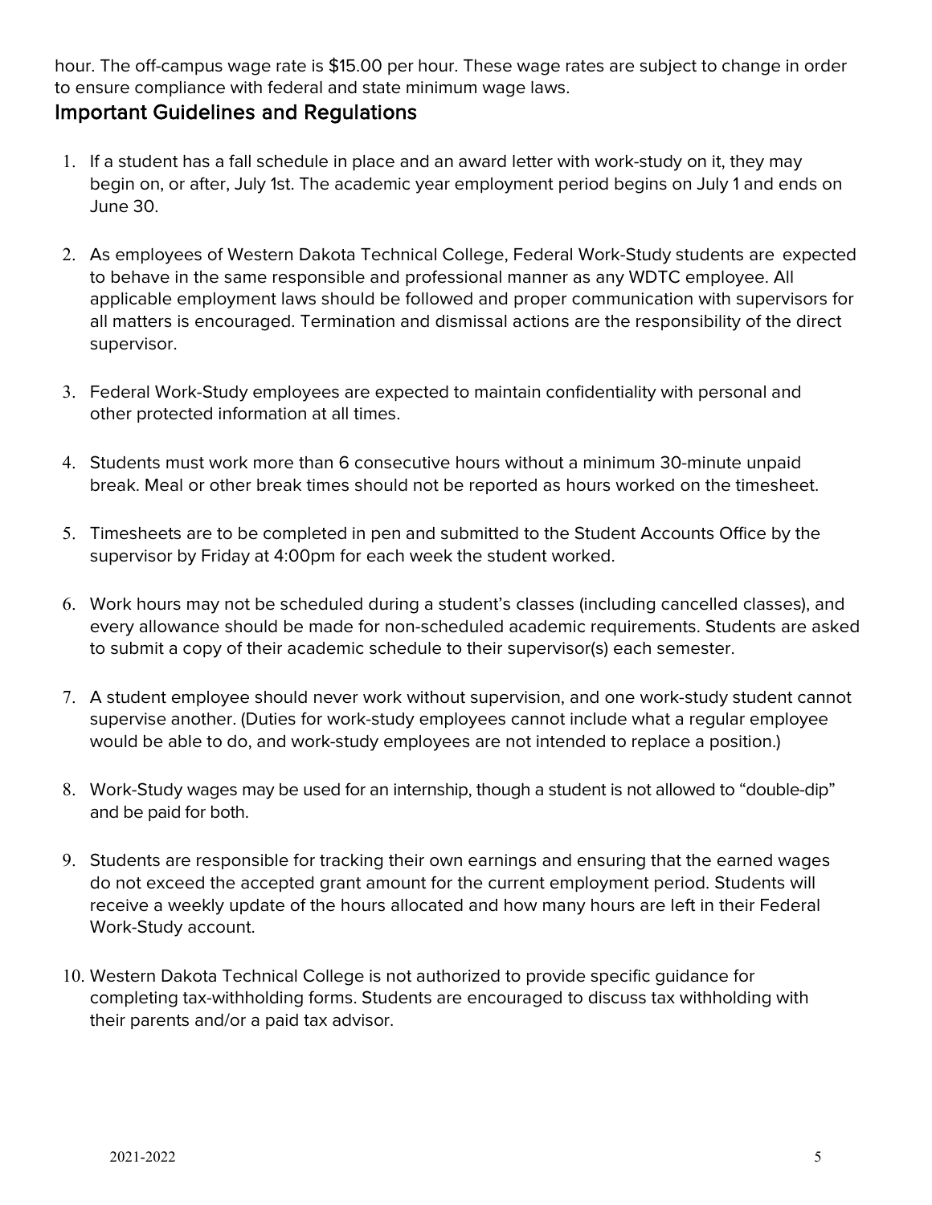hour. The off-campus wage rate is $15.00 per hour. These wage rates are subject to change in order to ensure compliance with federal and state minimum wage laws.

## Important Guidelines and Regulations

1. If a student has a fall schedule in place and an award letter with work-study on it, they may begin on, or after, July 1st. The academic year employment period begins on July 1 and ends on June 30.

2. As employees of Western Dakota Technical College, Federal Work-Study students are expected to behave in the same responsible and professional manner as any WDTC employee. All applicable employment laws should be followed and proper communication with supervisors for all matters is encouraged. Termination and dismissal actions are the responsibility of the direct supervisor.

3. Federal Work-Study employees are expected to maintain confidentiality with personal and other protected information at all times.

4. Students must work more than 6 consecutive hours without a minimum 30-minute unpaid break. Meal or other break times should not be reported as hours worked on the timesheet.

5. Timesheets are to be completed in pen and submitted to the Student Accounts Office by the supervisor by Friday at 4:00pm for each week the student worked.

6. Work hours may not be scheduled during a student's classes (including cancelled classes), and every allowance should be made for non-scheduled academic requirements. Students are asked to submit a copy of their academic schedule to their supervisor(s) each semester.

7. A student employee should never work without supervision, and one work-study student cannot supervise another. (Duties for work-study employees cannot include what a regular employee would be able to do, and work-study employees are not intended to replace a position.)

8. Work-Study wages may be used for an internship, though a student is not allowed to "double-dip" and be paid for both.

9. Students are responsible for tracking their own earnings and ensuring that the earned wages do not exceed the accepted grant amount for the current employment period. Students will receive a weekly update of the hours allocated and how many hours are left in their Federal Work-Study account.

10. Western Dakota Technical College is not authorized to provide specific guidance for completing tax-withholding forms. Students are encouraged to discuss tax withholding with their parents and/or a paid tax advisor.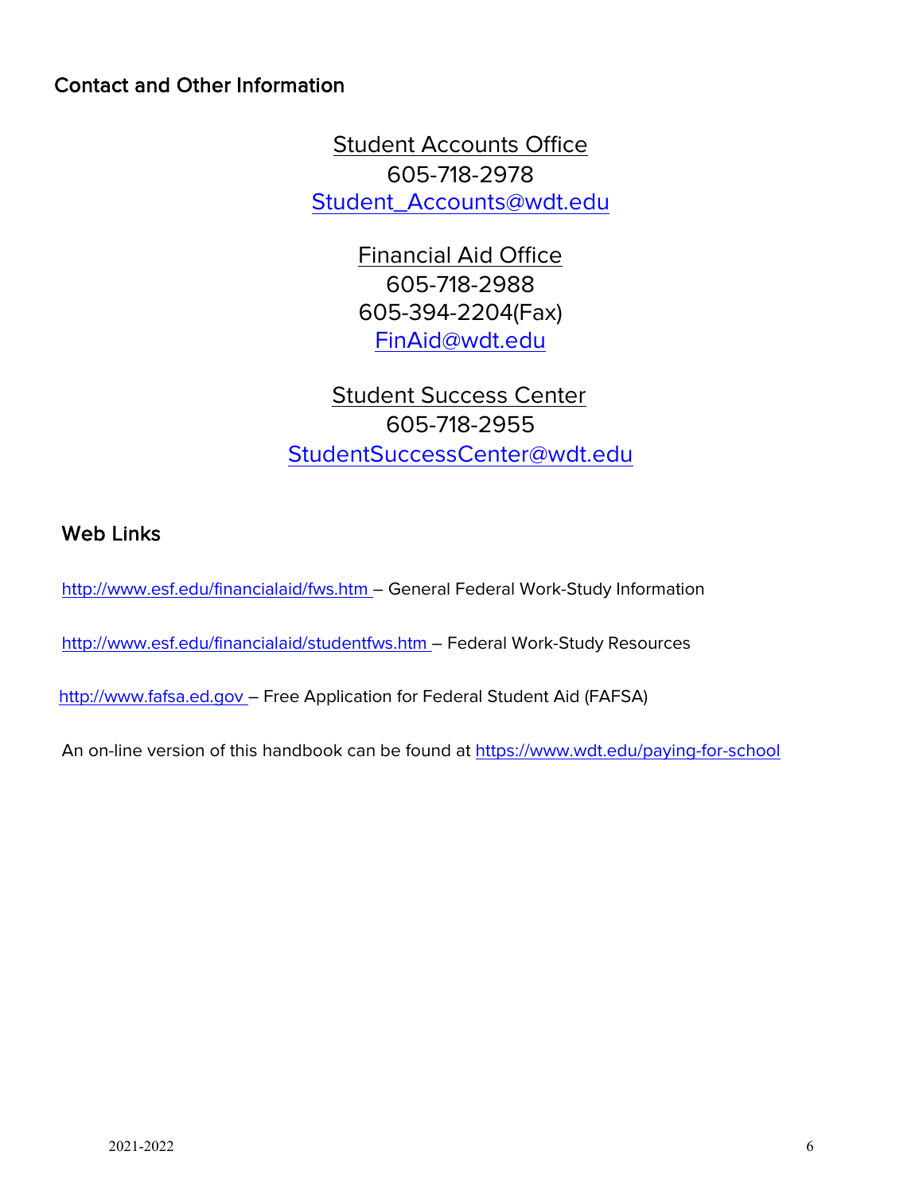## Contact and Other Information

Student Accounts Office
605-718-2978
Student_Accounts@wdt.edu

Financial Aid Office
605-718-2988
605-394-2204(Fax)
FinAid@wdt.edu

Student Success Center
605-718-2955
StudentSuccessCenter@wdt.edu

## Web Links

http://www.esf.edu/financialaid/fws.htm – General Federal Work-Study Information

http://www.esf.edu/financialaid/studentfws.htm – Federal Work-Study Resources

http://www.fafsa.ed.gov – Free Application for Federal Student Aid (FAFSA)

An on-line version of this handbook can be found at https://www.wdt.edu/paying-for-school